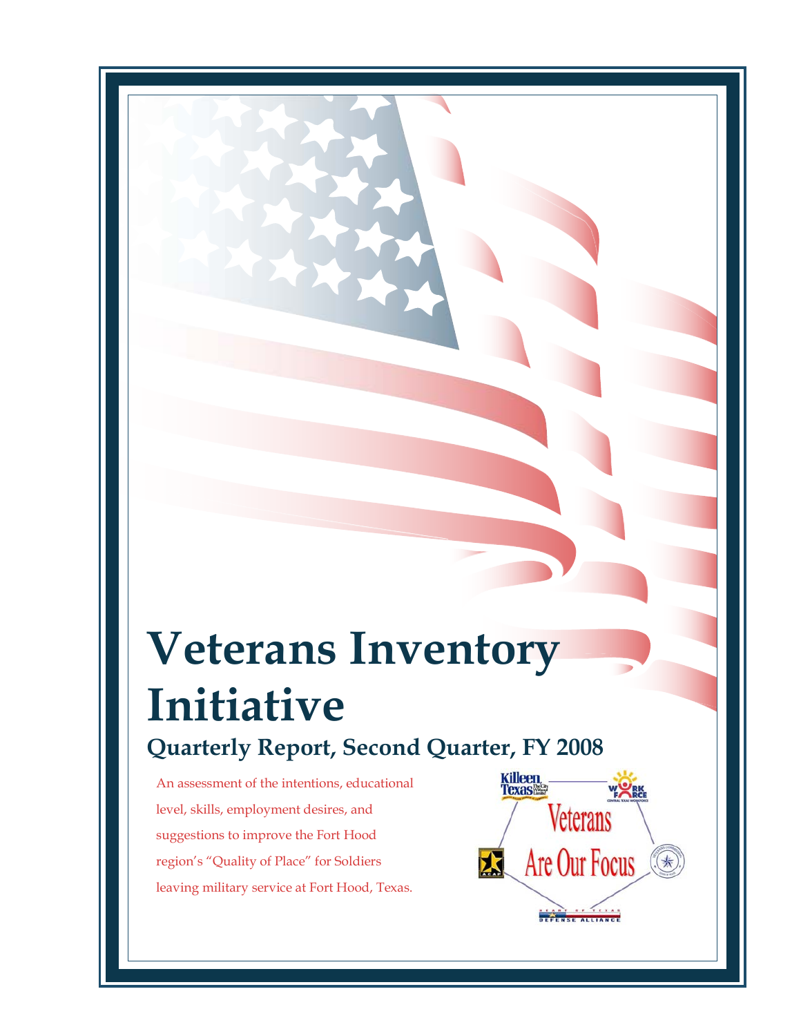# Veterans Inventory Initiative

## Quarterly Report, Second Quarter, FY 2008

An assessment of the intentions, educational level, skills, employment desires, and suggestions to improve the Fort Hood region's "Quality of Place" for Soldiers leaving military service at Fort Hood, Texas.

Veterans Are Our Focus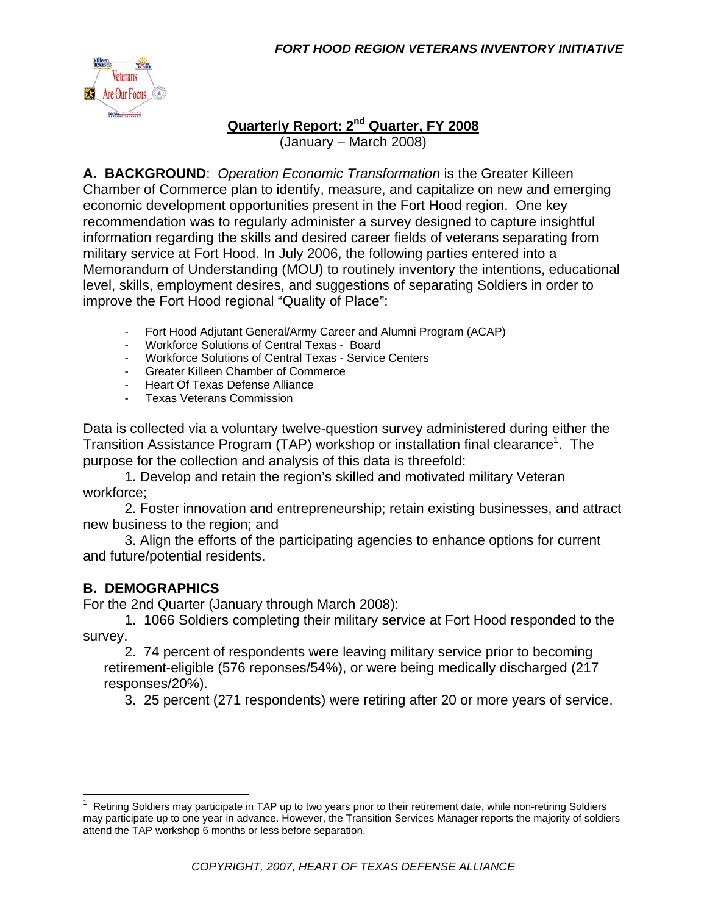## Quarterly Report: 2nd Quarter, FY 2008

(January – March 2008)

**A. BACKGROUND**: *Operation Economic Transformation* is the Greater Killeen Chamber of Commerce plan to identify, measure, and capitalize on new and emerging economic development opportunities present in the Fort Hood region. One key recommendation was to regularly administer a survey designed to capture insightful information regarding the skills and desired career fields of veterans separating from military service at Fort Hood. In July 2006, the following parties entered into a Memorandum of Understanding (MOU) to routinely inventory the intentions, educational level, skills, employment desires, and suggestions of separating Soldiers in order to improve the Fort Hood regional "Quality of Place":

- Fort Hood Adjutant General/Army Career and Alumni Program (ACAP)
- Workforce Solutions of Central Texas - Board
- Workforce Solutions of Central Texas - Service Centers
- Greater Killeen Chamber of Commerce
- Heart Of Texas Defense Alliance
- Texas Veterans Commission

Data is collected via a voluntary twelve-question survey administered during either the Transition Assistance Program (TAP) workshop or installation final clearance[1]. The purpose for the collection and analysis of this data is threefold:

1. Develop and retain the region's skilled and motivated military Veteran workforce;
2. Foster innovation and entrepreneurship; retain existing businesses, and attract new business to the region; and
3. Align the efforts of the participating agencies to enhance options for current and future/potential residents.

### B. DEMOGRAPHICS

For the 2nd Quarter (January through March 2008):

1. 1066 Soldiers completing their military service at Fort Hood responded to the survey.
2. 74 percent of respondents were leaving military service prior to becoming retirement-eligible (576 reponses/54%), or were being medically discharged (217 responses/20%).
3. 25 percent (271 respondents) were retiring after 20 or more years of service.

[1] Retiring Soldiers may participate in TAP up to two years prior to their retirement date, while non-retiring Soldiers may participate up to one year in advance. However, the Transition Services Manager reports the majority of soldiers attend the TAP workshop 6 months or less before separation.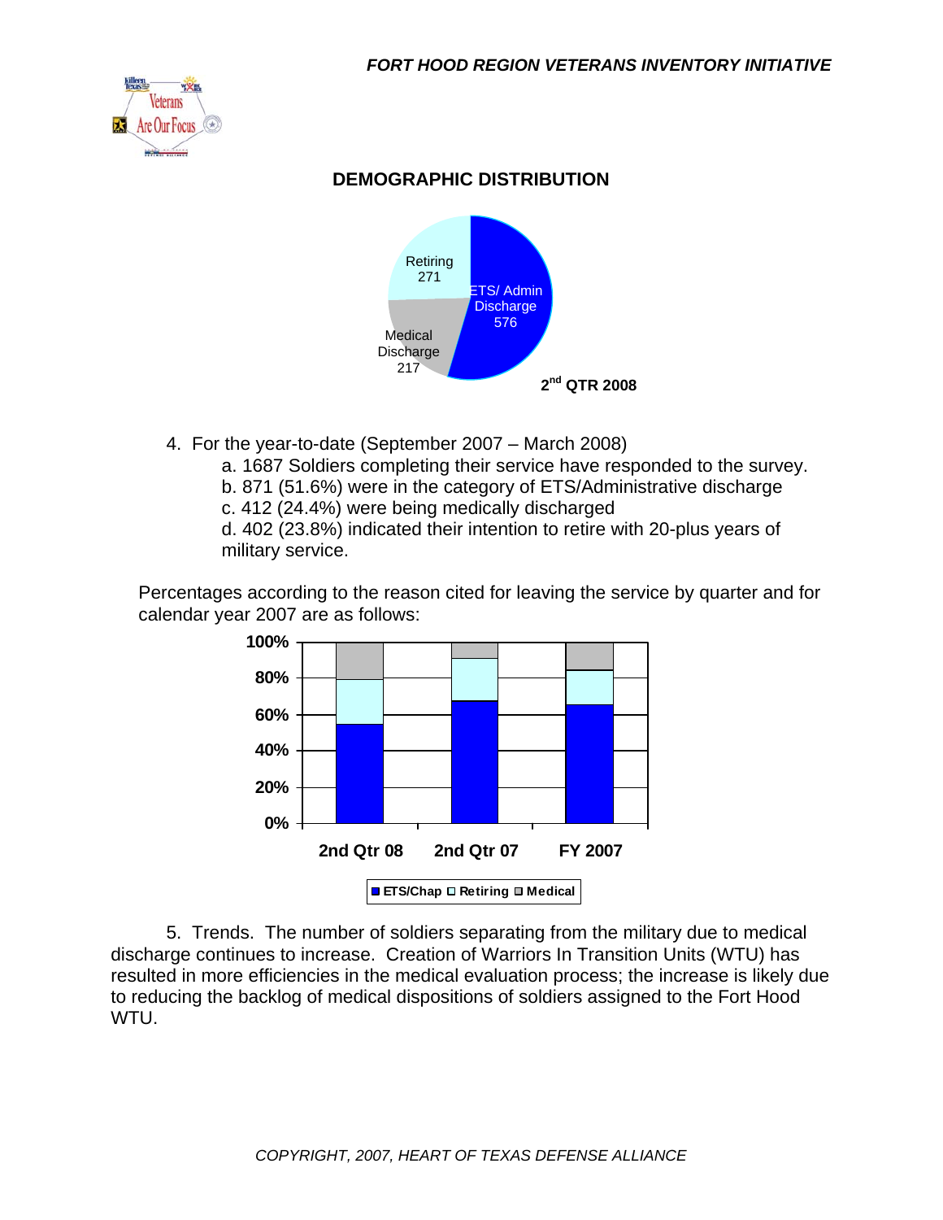## DEMOGRAPHIC DIRECTION

4. For the year-to-date (September 2007 – March 2008)
   a. 1687 Soldiers completing their service have responded to the survey.
   b. 871 (51.6%) were in the category of ETS/Administrative discharge
   c. 412 (24.4%) were being medically discharged
   d. 402 (23.8%) indicated their intention to retire with 20-plus years of military service.

Percentages according to the reason cited for leaving the service by quarter and for calendar year 2007 are as follows:

5. Trends. The number of soldiers separating from the military due to medical discharge continues to increase. Creation of Warriors In Transition Units (WTU) has resulted in more efficiencies in the medical evaluation process; the increase is likely due to reducing the backlog of medical dispositions of soldiers assigned to the Fort Hood WTU.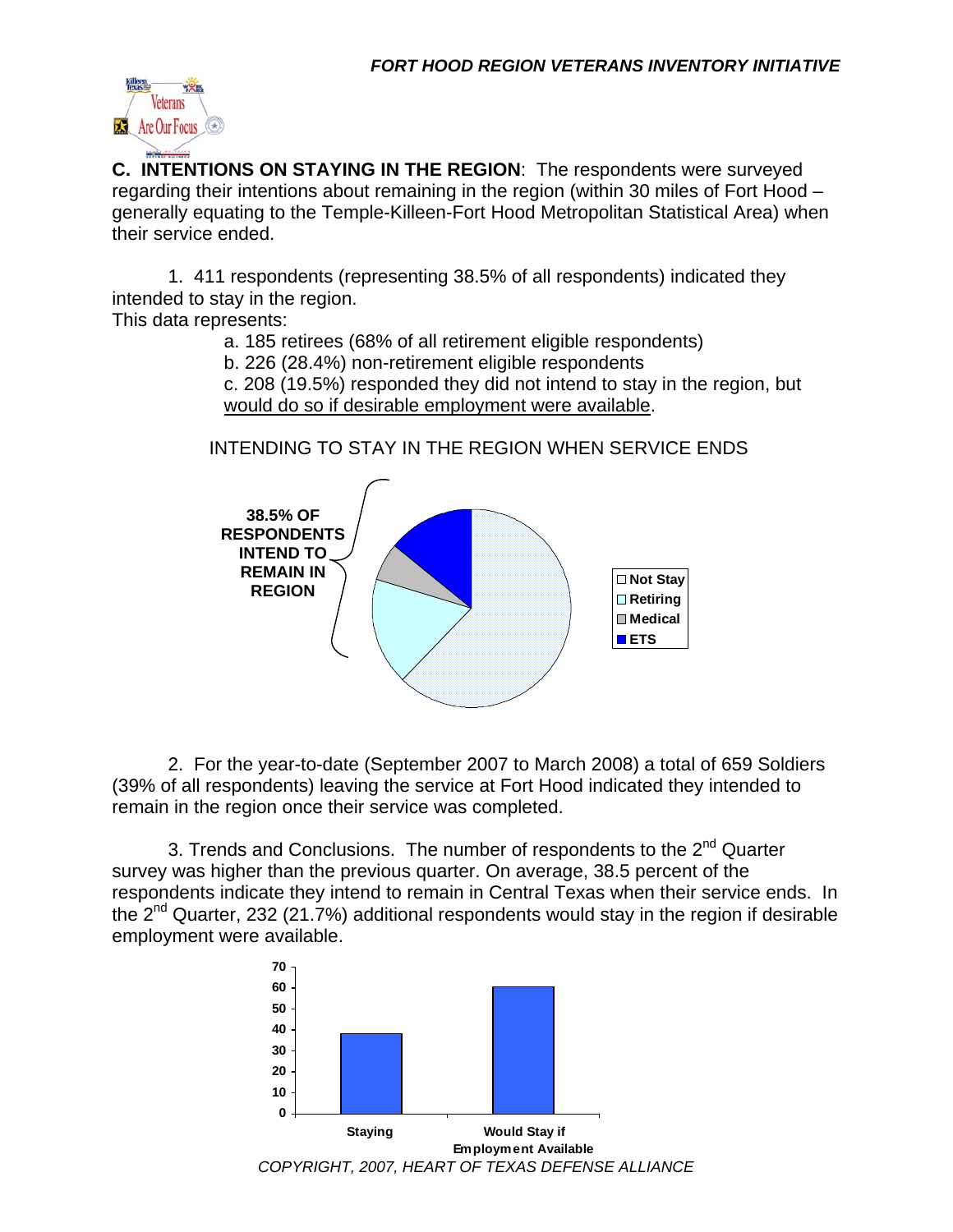**C. INTENTIONS ON STAYING IN THE REGION**: The respondents were surveyed regarding their intentions about remaining in the region (within 30 miles of Fort Hood – generally equating to the Temple-Killeen-Fort Hood Metropolitan Statistical Area) when their service ended.

1. 411 respondents (representing 38.5% of all respondents) indicated they intended to stay in the region.

This data represents:

a. 185 retirees (68% of all retirement eligible respondents)
b. 226 (28.4%) non-retirement eligible respondents
c. 208 (19.5%) responded they did not intend to stay in the region, but would do so if desirable employment were available.

INTENDING TO STAY IN THE REGION WHEN SERVICE ENDS

**38.5% OF RESPONDENTS INTEND TO REMAIN IN REGION**

Legend: Not Stay, Retiring, Medical, ETS

2. For the year-to-date (September 2007 to March 2008) a total of 659 Soldiers (39% of all respondents) leaving the service at Fort Hood indicated they intended to remain in the region once their service was completed.

3. Trends and Conclusions. The number of respondents to the 2nd Quarter survey was higher than the previous quarter. On average, 38.5 percent of the respondents indicate they intend to remain in Central Texas when their service ends. In the 2nd Quarter, 232 (21.7%) additional respondents would stay in the region if desirable employment were available.

Chart categories: Staying; Would Stay if Employment Available

COPYRIGHT, 2007, HEART OF TEXAS DEFENSE ALLIANCE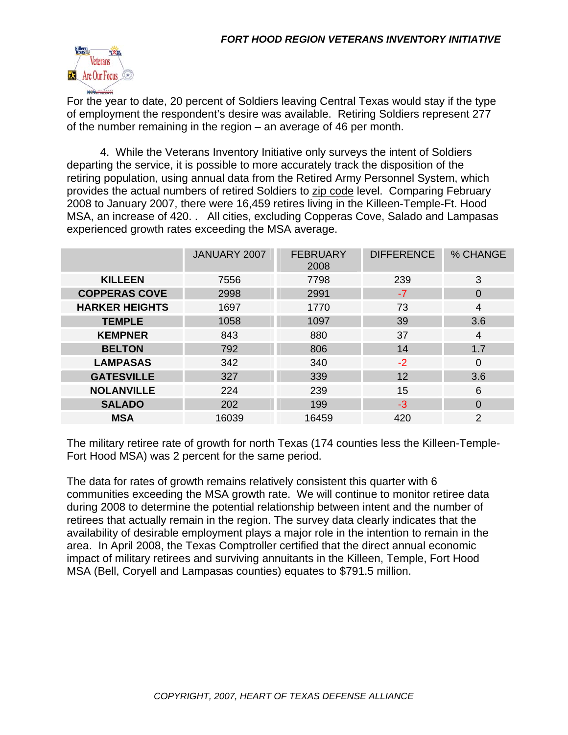For the year to date, 20 percent of Soldiers leaving Central Texas would stay if the type of employment the respondent's desire was available. Retiring Soldiers represent 277 of the number remaining in the region – an average of 46 per month.

4. While the Veterans Inventory Initiative only surveys the intent of Soldiers departing the service, it is possible to more accurately track the disposition of the retiring population, using annual data from the Retired Army Personnel System, which provides the actual numbers of retired Soldiers to zip code level. Comparing February 2008 to January 2007, there were 16,459 retires living in the Killeen-Temple-Ft. Hood MSA, an increase of 420. . All cities, excluding Copperas Cove, Salado and Lampasas experienced growth rates exceeding the MSA average.

| | JANUARY 2007 | FEBRUARY 2008 | DIFFERENCE | % CHANGE |
|---|---|---|---|---|
| **KILLEEN** | 7556 | 7798 | 239 | 3 |
| **COPPERAS COVE** | 2998 | 2991 | -7 | 0 |
| **HARKER HEIGHTS** | 1697 | 1770 | 73 | 4 |
| **TEMPLE** | 1058 | 1097 | 39 | 3.6 |
| **KEMPNER** | 843 | 880 | 37 | 4 |
| **BELTON** | 792 | 806 | 14 | 1.7 |
| **LAMPASAS** | 342 | 340 | -2 | 0 |
| **GATESVILLE** | 327 | 339 | 12 | 3.6 |
| **NOLANVILLE** | 224 | 239 | 15 | 6 |
| **SALADO** | 202 | 199 | -3 | 0 |
| **MSA** | 16039 | 16459 | 420 | 2 |

The military retiree rate of growth for north Texas (174 counties less the Killeen-Temple-Fort Hood MSA) was 2 percent for the same period.

The data for rates of growth remains relatively consistent this quarter with 6 communities exceeding the MSA growth rate. We will continue to monitor retiree data during 2008 to determine the potential relationship between intent and the number of retirees that actually remain in the region. The survey data clearly indicates that the availability of desirable employment plays a major role in the intention to remain in the area. In April 2008, the Texas Comptroller certified that the direct annual economic impact of military retirees and surviving annuitants in the Killeen, Temple, Fort Hood MSA (Bell, Coryell and Lampasas counties) equates to $791.5 million.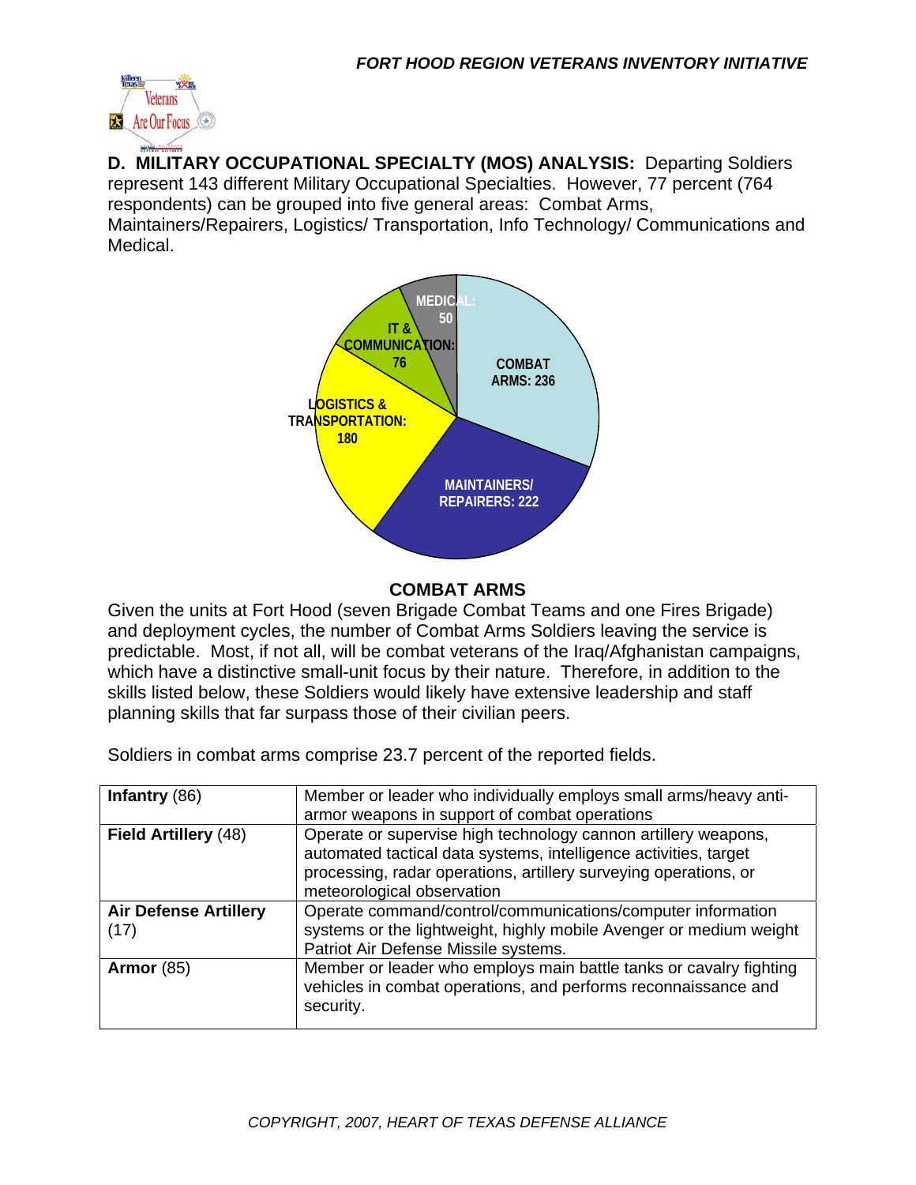**D. MILITARY OCCUPATIONAL SPECIALTY (MOS) ANALYSIS:** Departing Soldiers represent 143 different Military Occupational Specialties. However, 77 percent (764 respondents) can be grouped into five general areas: Combat Arms, Maintainers/Repairers, Logistics/ Transportation, Info Technology/ Communications and Medical.

MEDICAL: 50
IT & COMMUNICATION: 76
COMBAT ARMS: 236
LOGISTICS & TRANSPORTATION: 180
MAINTAINERS/ REPAIRERS: 222

## COMBAT ARMS

Given the units at Fort Hood (seven Brigade Combat Teams and one Fires Brigade) and deployment cycles, the number of Combat Arms Soldiers leaving the service is predictable. Most, if not all, will be combat veterans of the Iraq/Afghanistan campaigns, which have a distinctive small-unit focus by their nature. Therefore, in addition to the skills listed below, these Soldiers would likely have extensive leadership and staff planning skills that far surpass those of their civilian peers.

Soldiers in combat arms comprise 23.7 percent of the reported fields.

| | |
|---|---|
| **Infantry** (86) | Member or leader who individually employs small arms/heavy anti-armor weapons in support of combat operations |
| **Field Artillery** (48) | Operate or supervise high technology cannon artillery weapons, automated tactical data systems, intelligence activities, target processing, radar operations, artillery surveying operations, or meteorological observation |
| **Air Defense Artillery** (17) | Operate command/control/communications/computer information systems or the lightweight, highly mobile Avenger or medium weight Patriot Air Defense Missile systems. |
| **Armor** (85) | Member or leader who employs main battle tanks or cavalry fighting vehicles in combat operations, and performs reconnaissance and security. |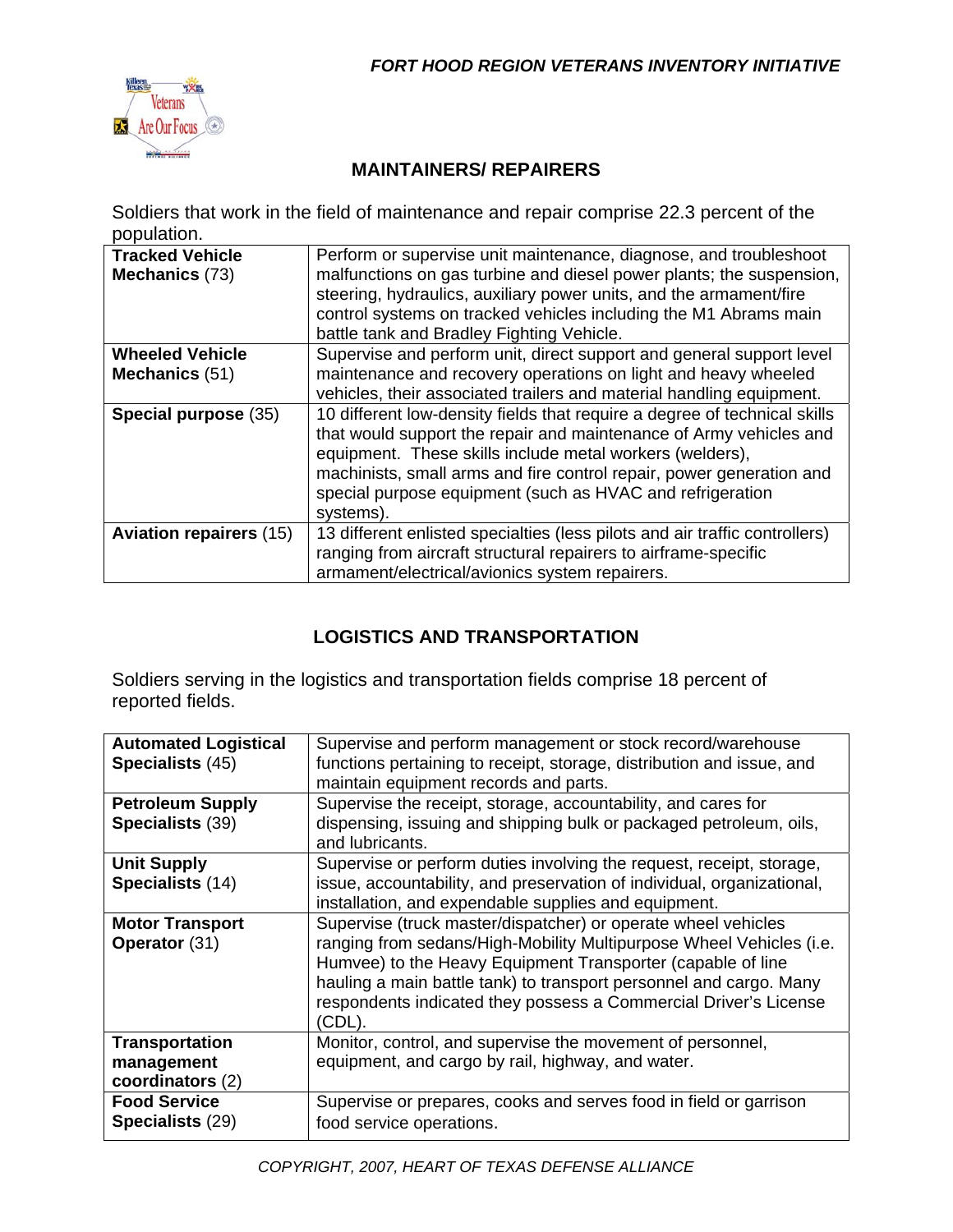## MAINTAINERS/ REPAIRERS

Soldiers that work in the field of maintenance and repair comprise 22.3 percent of the population.

| | |
|---|---|
| **Tracked Vehicle Mechanics** (73) | Perform or supervise unit maintenance, diagnose, and troubleshoot malfunctions on gas turbine and diesel power plants; the suspension, steering, hydraulics, auxiliary power units, and the armament/fire control systems on tracked vehicles including the M1 Abrams main battle tank and Bradley Fighting Vehicle. |
| **Wheeled Vehicle Mechanics** (51) | Supervise and perform unit, direct support and general support level maintenance and recovery operations on light and heavy wheeled vehicles, their associated trailers and material handling equipment. |
| **Special purpose** (35) | 10 different low-density fields that require a degree of technical skills that would support the repair and maintenance of Army vehicles and equipment. These skills include metal workers (welders), machinists, small arms and fire control repair, power generation and special purpose equipment (such as HVAC and refrigeration systems). |
| **Aviation repairers** (15) | 13 different enlisted specialties (less pilots and air traffic controllers) ranging from aircraft structural repairers to airframe-specific armament/electrical/avionics system repairers. |

## LOGISTICS AND TRANSPORTATION

Soldiers serving in the logistics and transportation fields comprise 18 percent of reported fields.

| | |
|---|---|
| **Automated Logistical Specialists** (45) | Supervise and perform management or stock record/warehouse functions pertaining to receipt, storage, distribution and issue, and maintain equipment records and parts. |
| **Petroleum Supply Specialists** (39) | Supervise the receipt, storage, accountability, and cares for dispensing, issuing and shipping bulk or packaged petroleum, oils, and lubricants. |
| **Unit Supply Specialists** (14) | Supervise or perform duties involving the request, receipt, storage, issue, accountability, and preservation of individual, organizational, installation, and expendable supplies and equipment. |
| **Motor Transport Operator** (31) | Supervise (truck master/dispatcher) or operate wheel vehicles ranging from sedans/High-Mobility Multipurpose Wheel Vehicles (i.e. Humvee) to the Heavy Equipment Transporter (capable of line hauling a main battle tank) to transport personnel and cargo. Many respondents indicated they possess a Commercial Driver's License (CDL). |
| **Transportation management coordinators** (2) | Monitor, control, and supervise the movement of personnel, equipment, and cargo by rail, highway, and water. |
| **Food Service Specialists** (29) | Supervise or prepares, cooks and serves food in field or garrison food service operations. |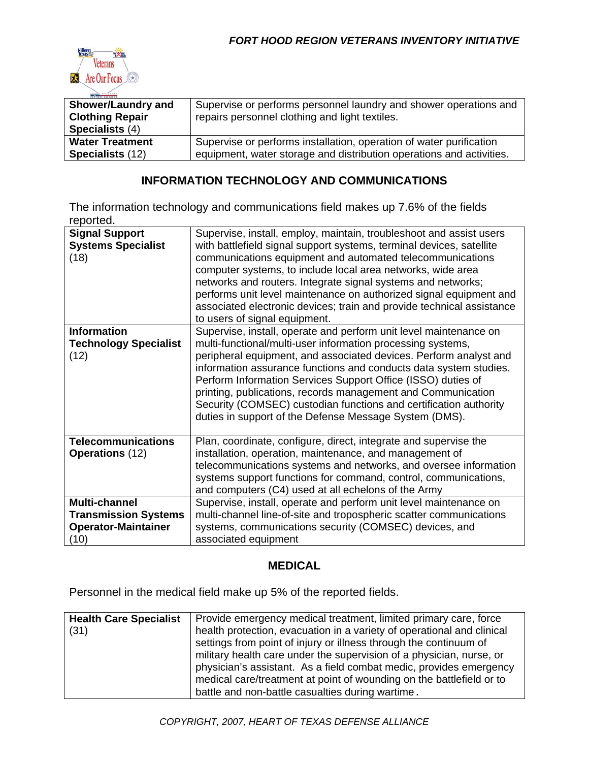| **Shower/Laundry and Clothing Repair Specialists** (4) | Supervise or performs personnel laundry and shower operations and repairs personnel clothing and light textiles. |
|---|---|
| **Water Treatment Specialists** (12) | Supervise or performs installation, operation of water purification equipment, water storage and distribution operations and activities. |

## INFORMATION TECHNOLOGY AND COMMUNICATIONS

The information technology and communications field makes up 7.6% of the fields reported.

| **Signal Support Systems Specialist** (18) | Supervise, install, employ, maintain, troubleshoot and assist users with battlefield signal support systems, terminal devices, satellite communications equipment and automated telecommunications computer systems, to include local area networks, wide area networks and routers. Integrate signal systems and networks; performs unit level maintenance on authorized signal equipment and associated electronic devices; train and provide technical assistance to users of signal equipment. |
|---|---|
| **Information Technology Specialist** (12) | Supervise, install, operate and perform unit level maintenance on multi-functional/multi-user information processing systems, peripheral equipment, and associated devices. Perform analyst and information assurance functions and conducts data system studies. Perform Information Services Support Office (ISSO) duties of printing, publications, records management and Communication Security (COMSEC) custodian functions and certification authority duties in support of the Defense Message System (DMS). |
| **Telecommunications Operations** (12) | Plan, coordinate, configure, direct, integrate and supervise the installation, operation, maintenance, and management of telecommunications systems and networks, and oversee information systems support functions for command, control, communications, and computers (C4) used at all echelons of the Army |
| **Multi-channel Transmission Systems Operator-Maintainer** (10) | Supervise, install, operate and perform unit level maintenance on multi-channel line-of-site and tropospheric scatter communications systems, communications security (COMSEC) devices, and associated equipment |

## MEDICAL

Personnel in the medical field make up 5% of the reported fields.

| **Health Care Specialist** (31) | Provide emergency medical treatment, limited primary care, force health protection, evacuation in a variety of operational and clinical settings from point of injury or illness through the continuum of military health care under the supervision of a physician, nurse, or physician's assistant. As a field combat medic, provides emergency medical care/treatment at point of wounding on the battlefield or to battle and non-battle casualties during wartime. |
|---|---|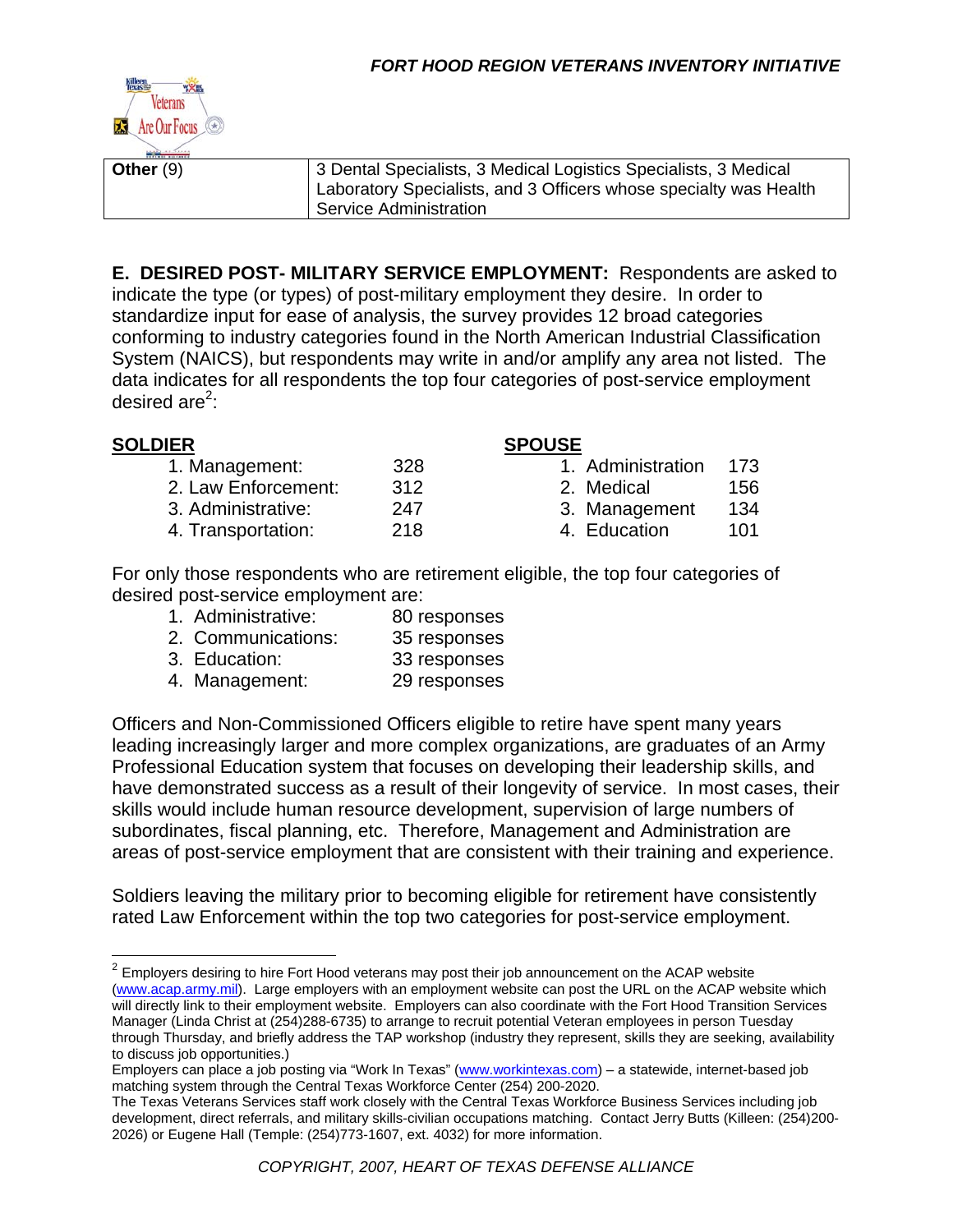| Other (9) | 3 Dental Specialists, 3 Medical Logistics Specialists, 3 Medical Laboratory Specialists, and 3 Officers whose specialty was Health Service Administration |
| --- | --- |

**E. DESIRED POST- MILITARY SERVICE EMPLOYMENT:** Respondents are asked to indicate the type (or types) of post-military employment they desire. In order to standardize input for ease of analysis, the survey provides 12 broad categories conforming to industry categories found in the North American Industrial Classification System (NAICS), but respondents may write in and/or amplify any area not listed. The data indicates for all respondents the top four categories of post-service employment desired are[2]:

| SOLDIER | | SPOUSE | |
| --- | --- | --- | --- |
| 1. Management: | 328 | 1. Administration | 173 |
| 2. Law Enforcement: | 312 | 2. Medical | 156 |
| 3. Administrative: | 247 | 3. Management | 134 |
| 4. Transportation: | 218 | 4. Education | 101 |

For only those respondents who are retirement eligible, the top four categories of desired post-service employment are:

1. Administrative: 80 responses
2. Communications: 35 responses
3. Education: 33 responses
4. Management: 29 responses

Officers and Non-Commissioned Officers eligible to retire have spent many years leading increasingly larger and more complex organizations, are graduates of an Army Professional Education system that focuses on developing their leadership skills, and have demonstrated success as a result of their longevity of service. In most cases, their skills would include human resource development, supervision of large numbers of subordinates, fiscal planning, etc. Therefore, Management and Administration are areas of post-service employment that are consistent with their training and experience.

Soldiers leaving the military prior to becoming eligible for retirement have consistently rated Law Enforcement within the top two categories for post-service employment.

---

[2] Employers desiring to hire Fort Hood veterans may post their job announcement on the ACAP website (www.acap.army.mil). Large employers with an employment website can post the URL on the ACAP website which will directly link to their employment website. Employers can also coordinate with the Fort Hood Transition Services Manager (Linda Christ at (254)288-6735) to arrange to recruit potential Veteran employees in person Tuesday through Thursday, and briefly address the TAP workshop (industry they represent, skills they are seeking, availability to discuss job opportunities.)
Employers can place a job posting via "Work In Texas" (www.workintexas.com) – a statewide, internet-based job matching system through the Central Texas Workforce Center (254) 200-2020.
The Texas Veterans Services staff work closely with the Central Texas Workforce Business Services including job development, direct referrals, and military skills-civilian occupations matching. Contact Jerry Butts (Killeen: (254)200-2026) or Eugene Hall (Temple: (254)773-1607, ext. 4032) for more information.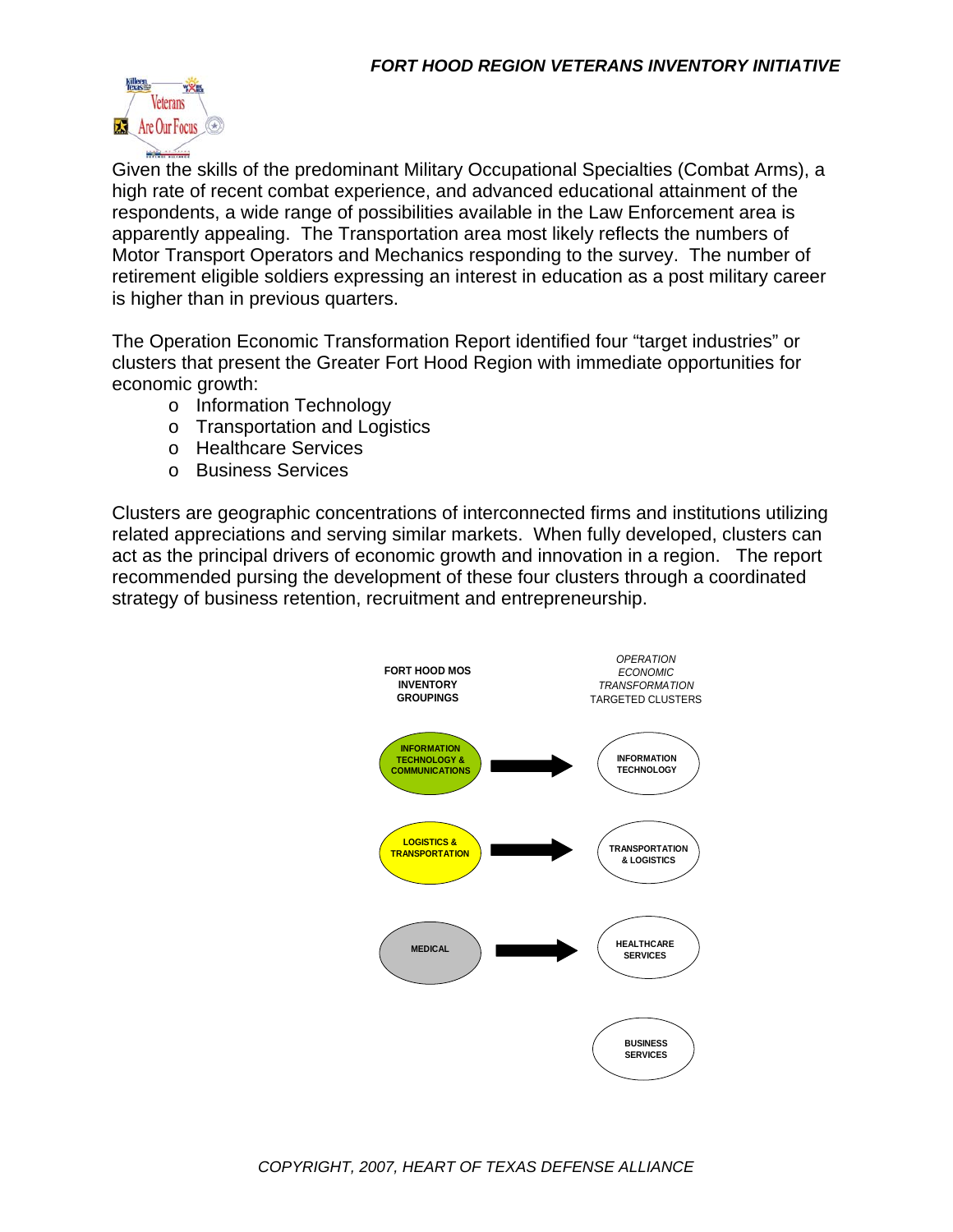Given the skills of the predominant Military Occupational Specialties (Combat Arms), a high rate of recent combat experience, and advanced educational attainment of the respondents, a wide range of possibilities available in the Law Enforcement area is apparently appealing. The Transportation area most likely reflects the numbers of Motor Transport Operators and Mechanics responding to the survey. The number of retirement eligible soldiers expressing an interest in education as a post military career is higher than in previous quarters.

The Operation Economic Transformation Report identified four "target industries" or clusters that present the Greater Fort Hood Region with immediate opportunities for economic growth:

- Information Technology
- Transportation and Logistics
- Healthcare Services
- Business Services

Clusters are geographic concentrations of interconnected firms and institutions utilizing related appreciations and serving similar markets. When fully developed, clusters can act as the principal drivers of economic growth and innovation in a region. The report recommended pursing the development of these four clusters through a coordinated strategy of business retention, recruitment and entrepreneurship.

| FORT HOOD MOS INVENTORY GROUPINGS | | *OPERATION ECONOMIC TRANSFORMATION* TARGETED CLUSTERS |
|---|---|---|
| INFORMATION TECHNOLOGY & COMMUNICATIONS | → | INFORMATION TECHNOLOGY |
| LOGISTICS & TRANSPORTATION | → | TRANSPORTATION & LOGISTICS |
| MEDICAL | → | HEALTHCARE SERVICES |
| | | BUSINESS SERVICES |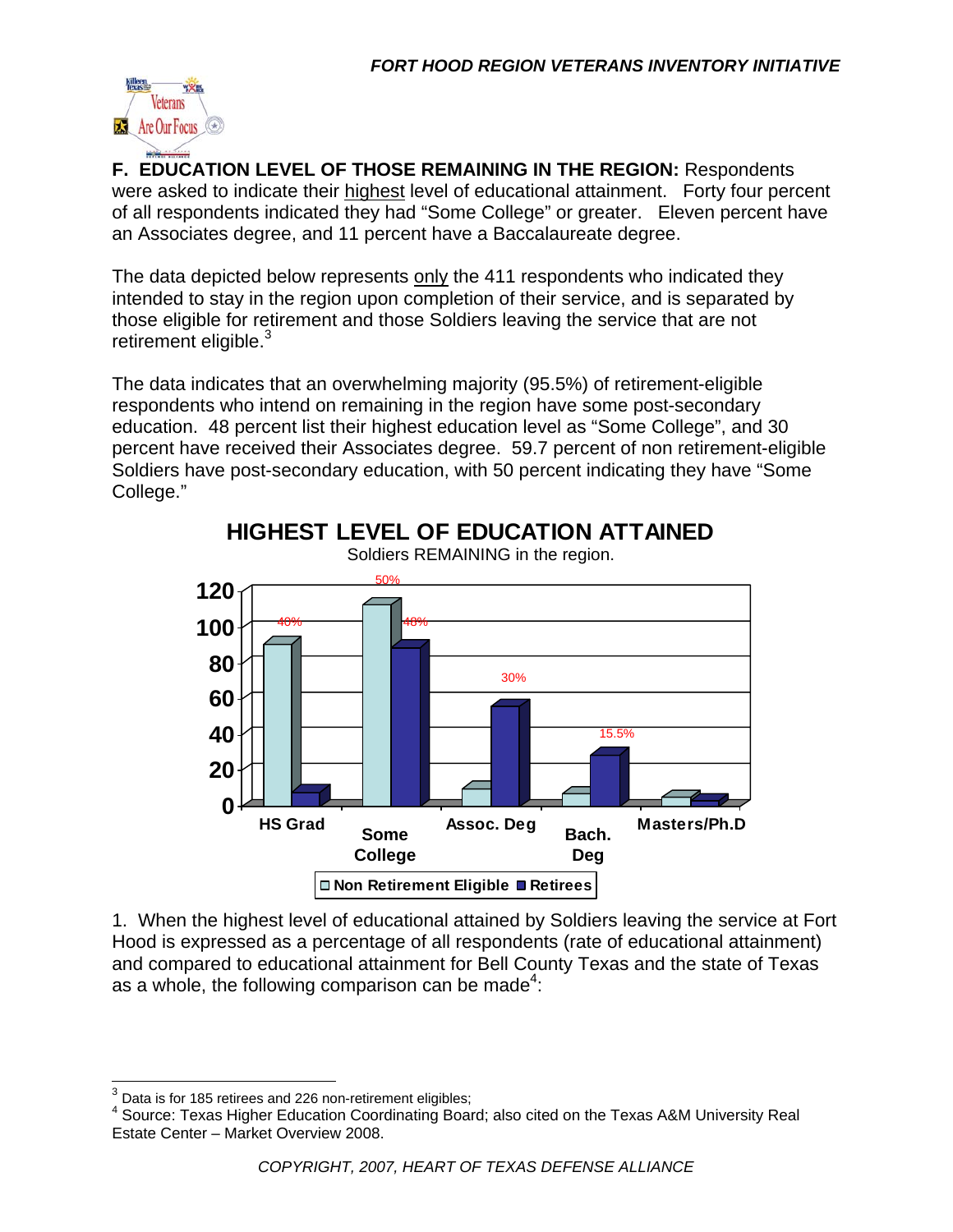**F. EDUCATION LEVEL OF THOSE REMAINING IN THE REGION:** Respondents were asked to indicate their highest level of educational attainment. Forty four percent of all respondents indicated they had "Some College" or greater. Eleven percent have an Associates degree, and 11 percent have a Baccalaureate degree.

The data depicted below represents only the 411 respondents who indicated they intended to stay in the region upon completion of their service, and is separated by those eligible for retirement and those Soldiers leaving the service that are not retirement eligible.[3]

The data indicates that an overwhelming majority (95.5%) of retirement-eligible respondents who intend on remaining in the region have some post-secondary education. 48 percent list their highest education level as "Some College", and 30 percent have received their Associates degree. 59.7 percent of non retirement-eligible Soldiers have post-secondary education, with 50 percent indicating they have "Some College."

**HIGHEST LEVEL OF EDUCATION ATTAINED**

Soldiers REMAINING in the region.

| | Non Retirement Eligible | Retirees |
|---|---|---|
| HS Grad | 90 (40%) | 7 |
| Some College | 112 (50%) | 88 (48%) |
| Assoc. Deg | 9 | 55 (30%) |
| Bach. Deg | 6 | 27 (15.5%) |
| Masters/Ph.D | 4 | 2 |

1. When the highest level of educational attained by Soldiers leaving the service at Fort Hood is expressed as a percentage of all respondents (rate of educational attainment) and compared to educational attainment for Bell County Texas and the state of Texas as a whole, the following comparison can be made[4]:

---

[3] Data is for 185 retirees and 226 non-retirement eligibles;

[4] Source: Texas Higher Education Coordinating Board; also cited on the Texas A&M University Real Estate Center – Market Overview 2008.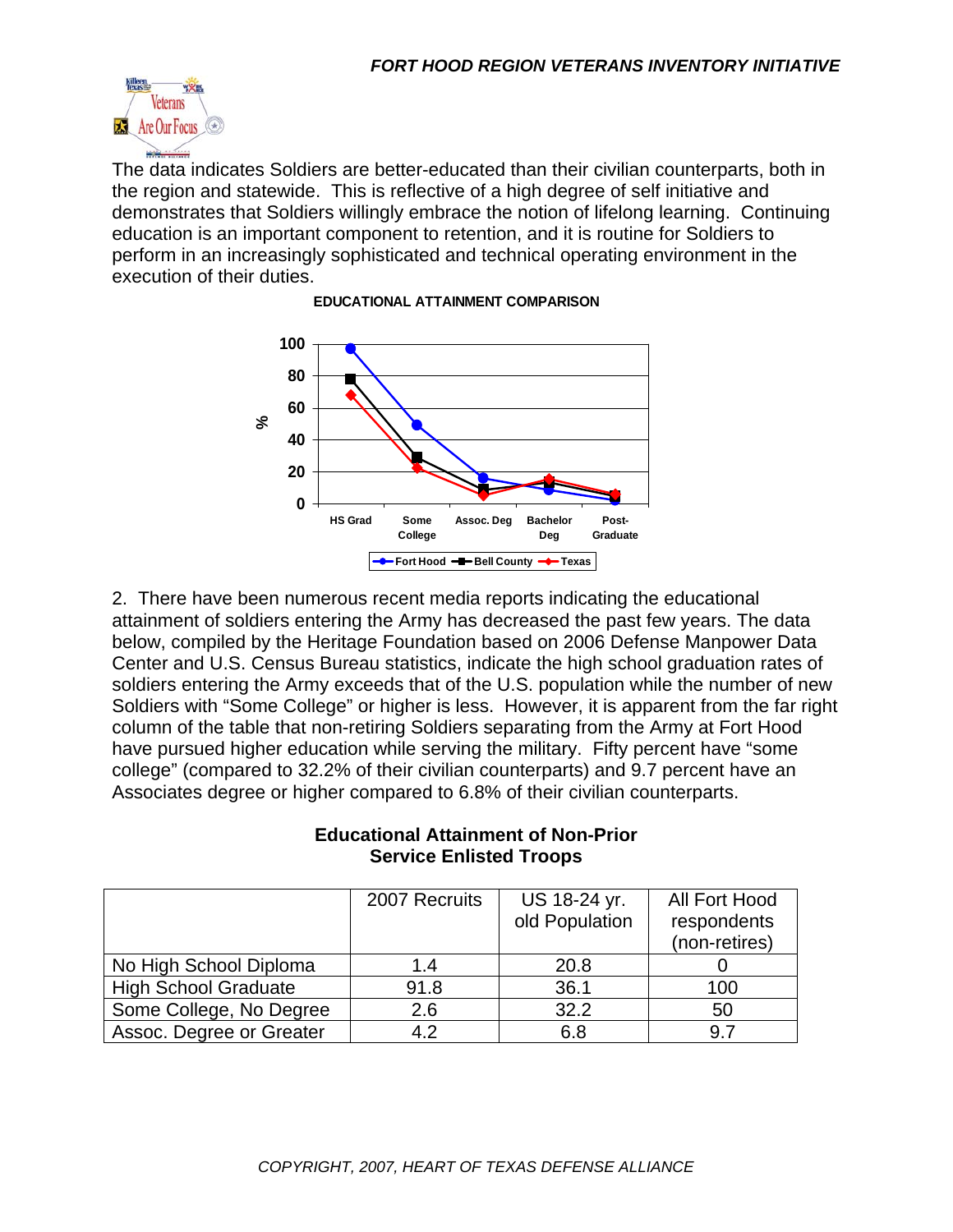The data indicates Soldiers are better-educated than their civilian counterparts, both in the region and statewide. This is reflective of a high degree of self initiative and demonstrates that Soldiers willingly embrace the notion of lifelong learning. Continuing education is an important component to retention, and it is routine for Soldiers to perform in an increasingly sophisticated and technical operating environment in the execution of their duties.

**EDUCATIONAL ATTAINMENT COMPARISON**

2. There have been numerous recent media reports indicating the educational attainment of soldiers entering the Army has decreased the past few years. The data below, compiled by the Heritage Foundation based on 2006 Defense Manpower Data Center and U.S. Census Bureau statistics, indicate the high school graduation rates of soldiers entering the Army exceeds that of the U.S. population while the number of new Soldiers with "Some College" or higher is less. However, it is apparent from the far right column of the table that non-retiring Soldiers separating from the Army at Fort Hood have pursued higher education while serving the military. Fifty percent have "some college" (compared to 32.2% of their civilian counterparts) and 9.7 percent have an Associates degree or higher compared to 6.8% of their civilian counterparts.

**Educational Attainment of Non-Prior Service Enlisted Troops**

| | 2007 Recruits | US 18-24 yr. old Population | All Fort Hood respondents (non-retires) |
|---|---|---|---|
| No High School Diploma | 1.4 | 20.8 | 0 |
| High School Graduate | 91.8 | 36.1 | 100 |
| Some College, No Degree | 2.6 | 32.2 | 50 |
| Assoc. Degree or Greater | 4.2 | 6.8 | 9.7 |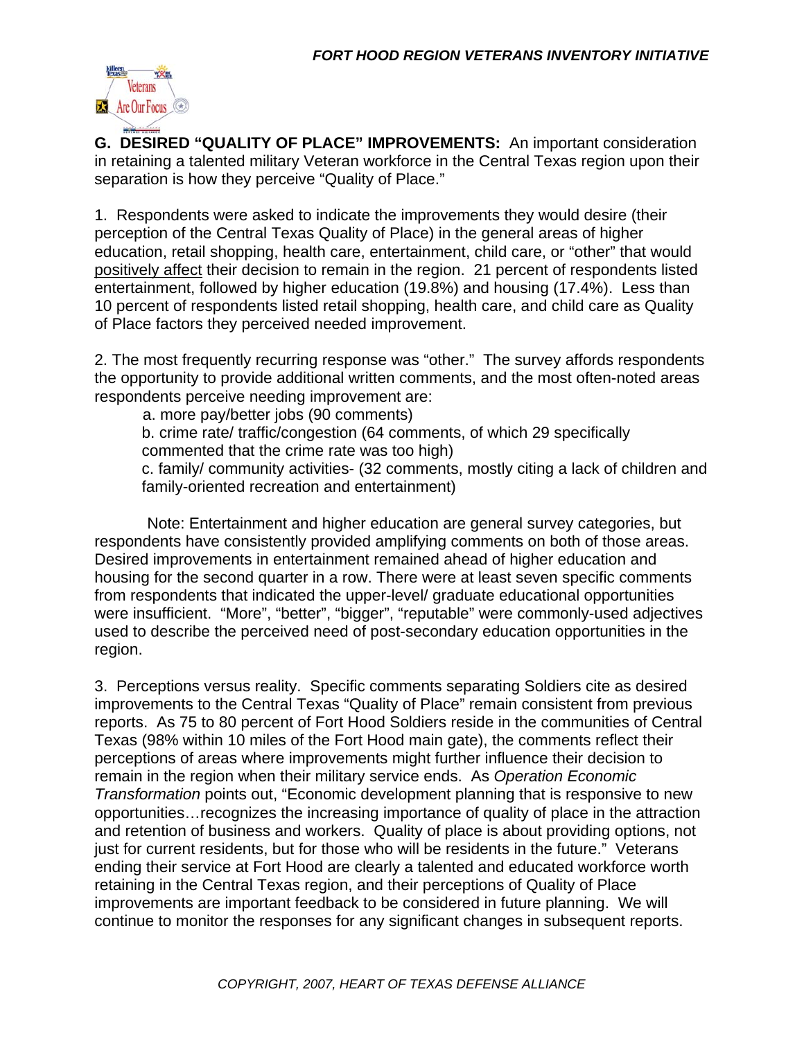**G. DESIRED "QUALITY OF PLACE" IMPROVEMENTS:** An important consideration in retaining a talented military Veteran workforce in the Central Texas region upon their separation is how they perceive "Quality of Place."

1. Respondents were asked to indicate the improvements they would desire (their perception of the Central Texas Quality of Place) in the general areas of higher education, retail shopping, health care, entertainment, child care, or "other" that would positively affect their decision to remain in the region. 21 percent of respondents listed entertainment, followed by higher education (19.8%) and housing (17.4%). Less than 10 percent of respondents listed retail shopping, health care, and child care as Quality of Place factors they perceived needed improvement.

2. The most frequently recurring response was "other." The survey affords respondents the opportunity to provide additional written comments, and the most often-noted areas respondents perceive needing improvement are:

   a. more pay/better jobs (90 comments)
   
   b. crime rate/ traffic/congestion (64 comments, of which 29 specifically commented that the crime rate was too high)
   
   c. family/ community activities- (32 comments, mostly citing a lack of children and family-oriented recreation and entertainment)

Note: Entertainment and higher education are general survey categories, but respondents have consistently provided amplifying comments on both of those areas. Desired improvements in entertainment remained ahead of higher education and housing for the second quarter in a row. There were at least seven specific comments from respondents that indicated the upper-level/ graduate educational opportunities were insufficient. "More", "better", "bigger", "reputable" were commonly-used adjectives used to describe the perceived need of post-secondary education opportunities in the region.

3. Perceptions versus reality. Specific comments separating Soldiers cite as desired improvements to the Central Texas "Quality of Place" remain consistent from previous reports. As 75 to 80 percent of Fort Hood Soldiers reside in the communities of Central Texas (98% within 10 miles of the Fort Hood main gate), the comments reflect their perceptions of areas where improvements might further influence their decision to remain in the region when their military service ends. As *Operation Economic Transformation* points out, "Economic development planning that is responsive to new opportunities…recognizes the increasing importance of quality of place in the attraction and retention of business and workers. Quality of place is about providing options, not just for current residents, but for those who will be residents in the future." Veterans ending their service at Fort Hood are clearly a talented and educated workforce worth retaining in the Central Texas region, and their perceptions of Quality of Place improvements are important feedback to be considered in future planning. We will continue to monitor the responses for any significant changes in subsequent reports.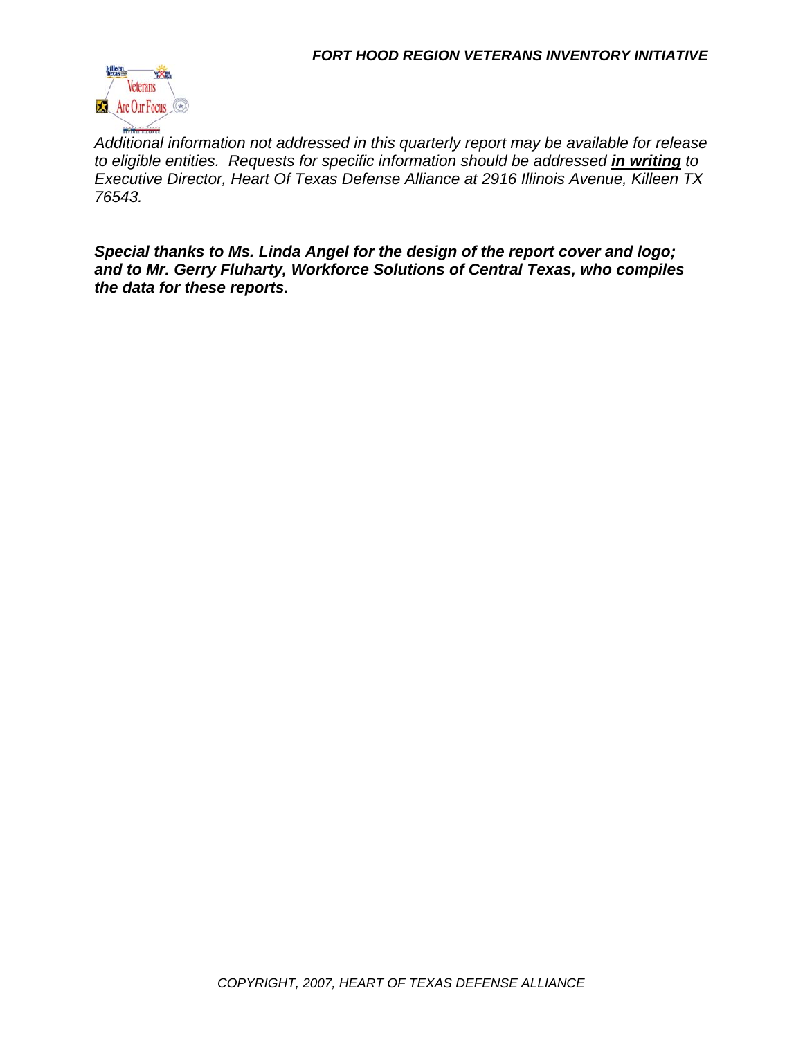*Additional information not addressed in this quarterly report may be available for release to eligible entities. Requests for specific information should be addressed **in writing** to Executive Director, Heart Of Texas Defense Alliance at 2916 Illinois Avenue, Killeen TX 76543.*

***Special thanks to Ms. Linda Angel for the design of the report cover and logo; and to Mr. Gerry Fluharty, Workforce Solutions of Central Texas, who compiles the data for these reports.***

*COPYRIGHT, 2007, HEART OF TEXAS DEFENSE ALLIANCE*